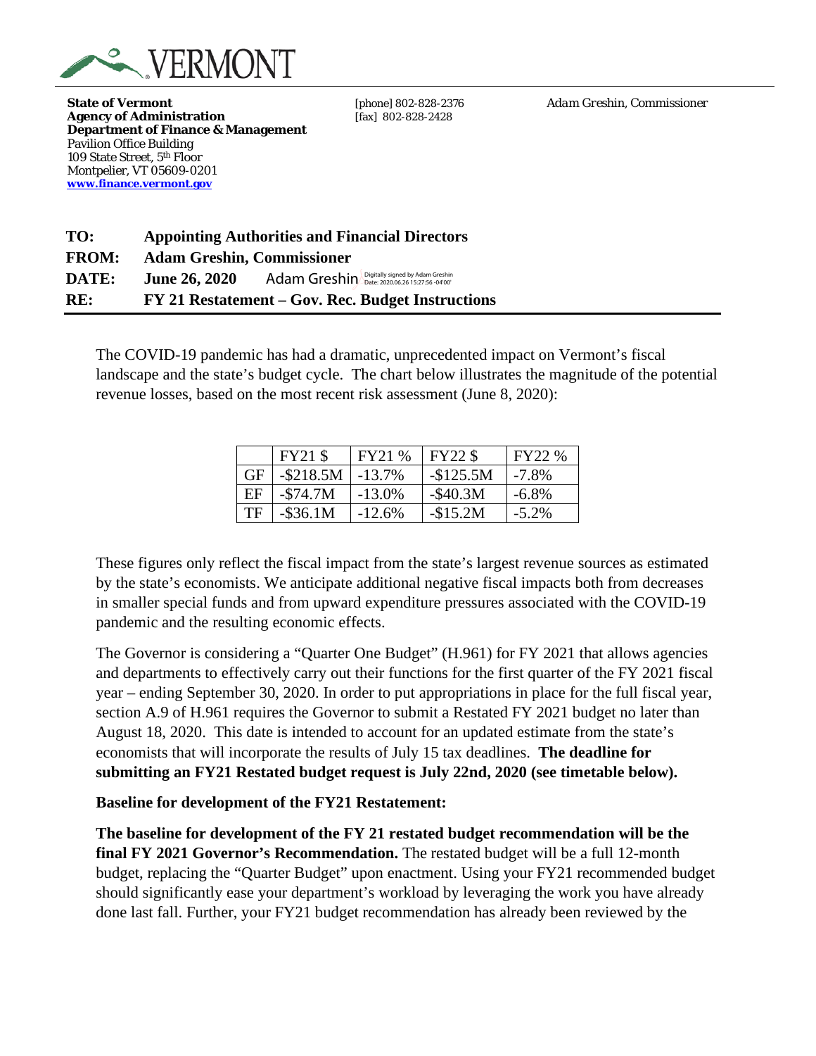VERMONT

**State of Vermont**
**Agency of Administration**
**Department of Finance & Management**
Pavilion Office Building
109 State Street, 5th Floor
Montpelier, VT 05609-0201
**www.finance.vermont.gov**

[phone] 802-828-2376
[fax] 802-828-2428

*Adam Greshin, Commissioner*

| | |
|---|---|
| **TO:** | **Appointing Authorities and Financial Directors** |
| **FROM:** | **Adam Greshin, Commissioner** |
| **DATE:** | **June 26, 2020** Adam Greshin Digitally signed by Adam Greshin Date: 2020.06.26 15:27:56 -04'00' |
| **RE:** | **FY 21 Restatement – Gov. Rec. Budget Instructions** |

The COVID-19 pandemic has had a dramatic, unprecedented impact on Vermont's fiscal landscape and the state's budget cycle. The chart below illustrates the magnitude of the potential revenue losses, based on the most recent risk assessment (June 8, 2020):

| | FY21 $ | FY21 % | FY22 $ | FY22 % |
|---|---|---|---|---|
| GF | -$218.5M | -13.7% | -$125.5M | -7.8% |
| EF | -$74.7M | -13.0% | -$40.3M | -6.8% |
| TF | -$36.1M | -12.6% | -$15.2M | -5.2% |

These figures only reflect the fiscal impact from the state's largest revenue sources as estimated by the state's economists. We anticipate additional negative fiscal impacts both from decreases in smaller special funds and from upward expenditure pressures associated with the COVID-19 pandemic and the resulting economic effects.

The Governor is considering a "Quarter One Budget" (H.961) for FY 2021 that allows agencies and departments to effectively carry out their functions for the first quarter of the FY 2021 fiscal year – ending September 30, 2020. In order to put appropriations in place for the full fiscal year, section A.9 of H.961 requires the Governor to submit a Restated FY 2021 budget no later than August 18, 2020. This date is intended to account for an updated estimate from the state's economists that will incorporate the results of July 15 tax deadlines. **The deadline for submitting an FY21 Restated budget request is July 22nd, 2020 (see timetable below).**

**Baseline for development of the FY21 Restatement:**

**The baseline for development of the FY 21 restated budget recommendation will be the final FY 2021 Governor's Recommendation.** The restated budget will be a full 12-month budget, replacing the "Quarter Budget" upon enactment. Using your FY21 recommended budget should significantly ease your department's workload by leveraging the work you have already done last fall. Further, your FY21 budget recommendation has already been reviewed by the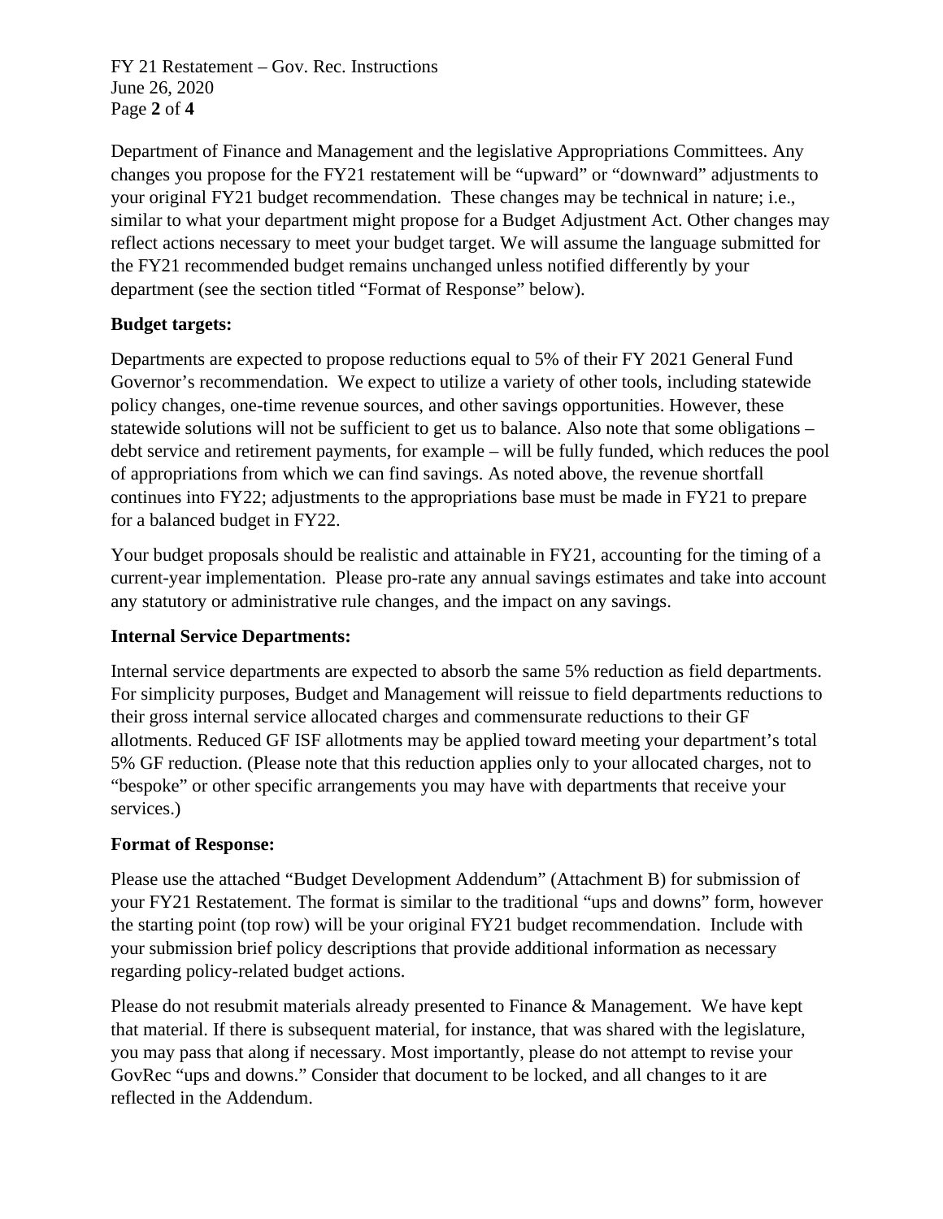Department of Finance and Management and the legislative Appropriations Committees. Any changes you propose for the FY21 restatement will be "upward" or "downward" adjustments to your original FY21 budget recommendation. These changes may be technical in nature; i.e., similar to what your department might propose for a Budget Adjustment Act. Other changes may reflect actions necessary to meet your budget target. We will assume the language submitted for the FY21 recommended budget remains unchanged unless notified differently by your department (see the section titled "Format of Response" below).

**Budget targets:**

Departments are expected to propose reductions equal to 5% of their FY 2021 General Fund Governor's recommendation. We expect to utilize a variety of other tools, including statewide policy changes, one-time revenue sources, and other savings opportunities. However, these statewide solutions will not be sufficient to get us to balance. Also note that some obligations – debt service and retirement payments, for example – will be fully funded, which reduces the pool of appropriations from which we can find savings. As noted above, the revenue shortfall continues into FY22; adjustments to the appropriations base must be made in FY21 to prepare for a balanced budget in FY22.

Your budget proposals should be realistic and attainable in FY21, accounting for the timing of a current-year implementation. Please pro-rate any annual savings estimates and take into account any statutory or administrative rule changes, and the impact on any savings.

**Internal Service Departments:**

Internal service departments are expected to absorb the same 5% reduction as field departments. For simplicity purposes, Budget and Management will reissue to field departments reductions to their gross internal service allocated charges and commensurate reductions to their GF allotments. Reduced GF ISF allotments may be applied toward meeting your department's total 5% GF reduction. (Please note that this reduction applies only to your allocated charges, not to "bespoke" or other specific arrangements you may have with departments that receive your services.)

**Format of Response:**

Please use the attached "Budget Development Addendum" (Attachment B) for submission of your FY21 Restatement. The format is similar to the traditional "ups and downs" form, however the starting point (top row) will be your original FY21 budget recommendation. Include with your submission brief policy descriptions that provide additional information as necessary regarding policy-related budget actions.

Please do not resubmit materials already presented to Finance & Management. We have kept that material. If there is subsequent material, for instance, that was shared with the legislature, you may pass that along if necessary. Most importantly, please do not attempt to revise your GovRec "ups and downs." Consider that document to be locked, and all changes to it are reflected in the Addendum.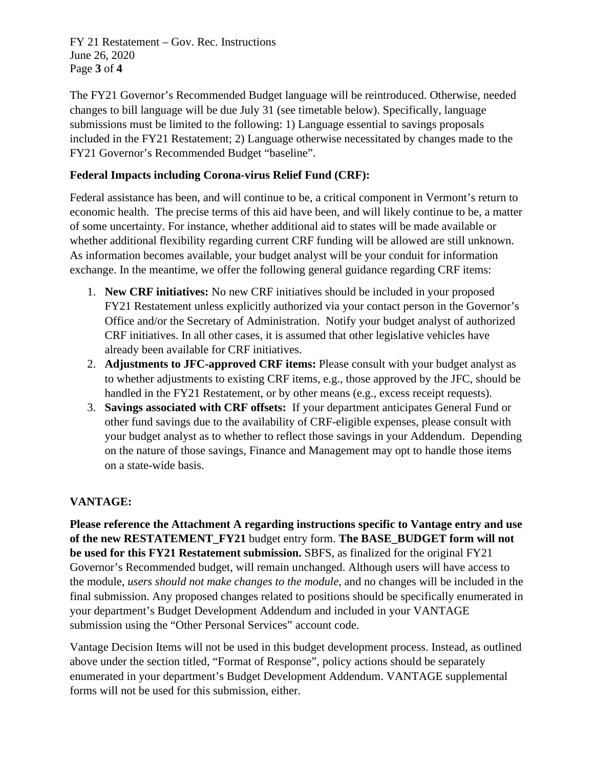The FY21 Governor's Recommended Budget language will be reintroduced. Otherwise, needed changes to bill language will be due July 31 (see timetable below). Specifically, language submissions must be limited to the following: 1) Language essential to savings proposals included in the FY21 Restatement; 2) Language otherwise necessitated by changes made to the FY21 Governor's Recommended Budget "baseline".

**Federal Impacts including Corona-virus Relief Fund (CRF):**

Federal assistance has been, and will continue to be, a critical component in Vermont's return to economic health. The precise terms of this aid have been, and will likely continue to be, a matter of some uncertainty. For instance, whether additional aid to states will be made available or whether additional flexibility regarding current CRF funding will be allowed are still unknown. As information becomes available, your budget analyst will be your conduit for information exchange. In the meantime, we offer the following general guidance regarding CRF items:

1. **New CRF initiatives:** No new CRF initiatives should be included in your proposed FY21 Restatement unless explicitly authorized via your contact person in the Governor's Office and/or the Secretary of Administration. Notify your budget analyst of authorized CRF initiatives. In all other cases, it is assumed that other legislative vehicles have already been available for CRF initiatives.
2. **Adjustments to JFC-approved CRF items:** Please consult with your budget analyst as to whether adjustments to existing CRF items, e.g., those approved by the JFC, should be handled in the FY21 Restatement, or by other means (e.g., excess receipt requests).
3. **Savings associated with CRF offsets:** If your department anticipates General Fund or other fund savings due to the availability of CRF-eligible expenses, please consult with your budget analyst as to whether to reflect those savings in your Addendum. Depending on the nature of those savings, Finance and Management may opt to handle those items on a state-wide basis.

**VANTAGE:**

**Please reference the Attachment A regarding instructions specific to Vantage entry and use of the new RESTATEMENT_FY21** budget entry form. **The BASE_BUDGET form will not be used for this FY21 Restatement submission.** SBFS, as finalized for the original FY21 Governor's Recommended budget, will remain unchanged. Although users will have access to the module, *users should not make changes to the module*, and no changes will be included in the final submission. Any proposed changes related to positions should be specifically enumerated in your department's Budget Development Addendum and included in your VANTAGE submission using the "Other Personal Services" account code.

Vantage Decision Items will not be used in this budget development process. Instead, as outlined above under the section titled, "Format of Response", policy actions should be separately enumerated in your department's Budget Development Addendum. VANTAGE supplemental forms will not be used for this submission, either.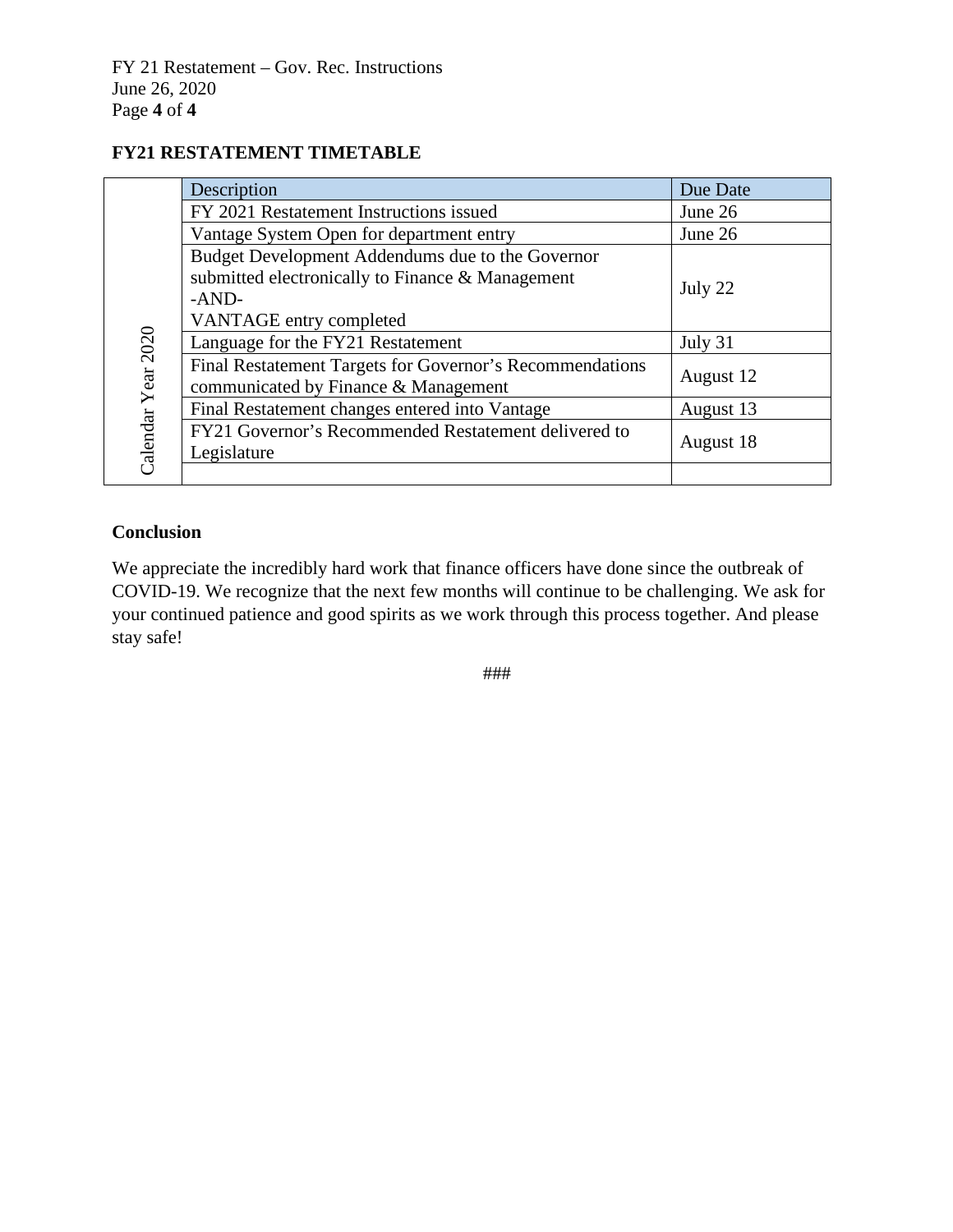## FY21 RESTATEMENT TIMETABLE

| | Description | Due Date |
|---|---|---|
| Calendar Year 2020 | FY 2021 Restatement Instructions issued | June 26 |
| | Vantage System Open for department entry | June 26 |
| | Budget Development Addendums due to the Governor submitted electronically to Finance & Management<br>-AND-<br>VANTAGE entry completed | July 22 |
| | Language for the FY21 Restatement | July 31 |
| | Final Restatement Targets for Governor's Recommendations communicated by Finance & Management | August 12 |
| | Final Restatement changes entered into Vantage | August 13 |
| | FY21 Governor's Recommended Restatement delivered to Legislature | August 18 |
| | | |

### Conclusion

We appreciate the incredibly hard work that finance officers have done since the outbreak of COVID-19. We recognize that the next few months will continue to be challenging. We ask for your continued patience and good spirits as we work through this process together. And please stay safe!

###